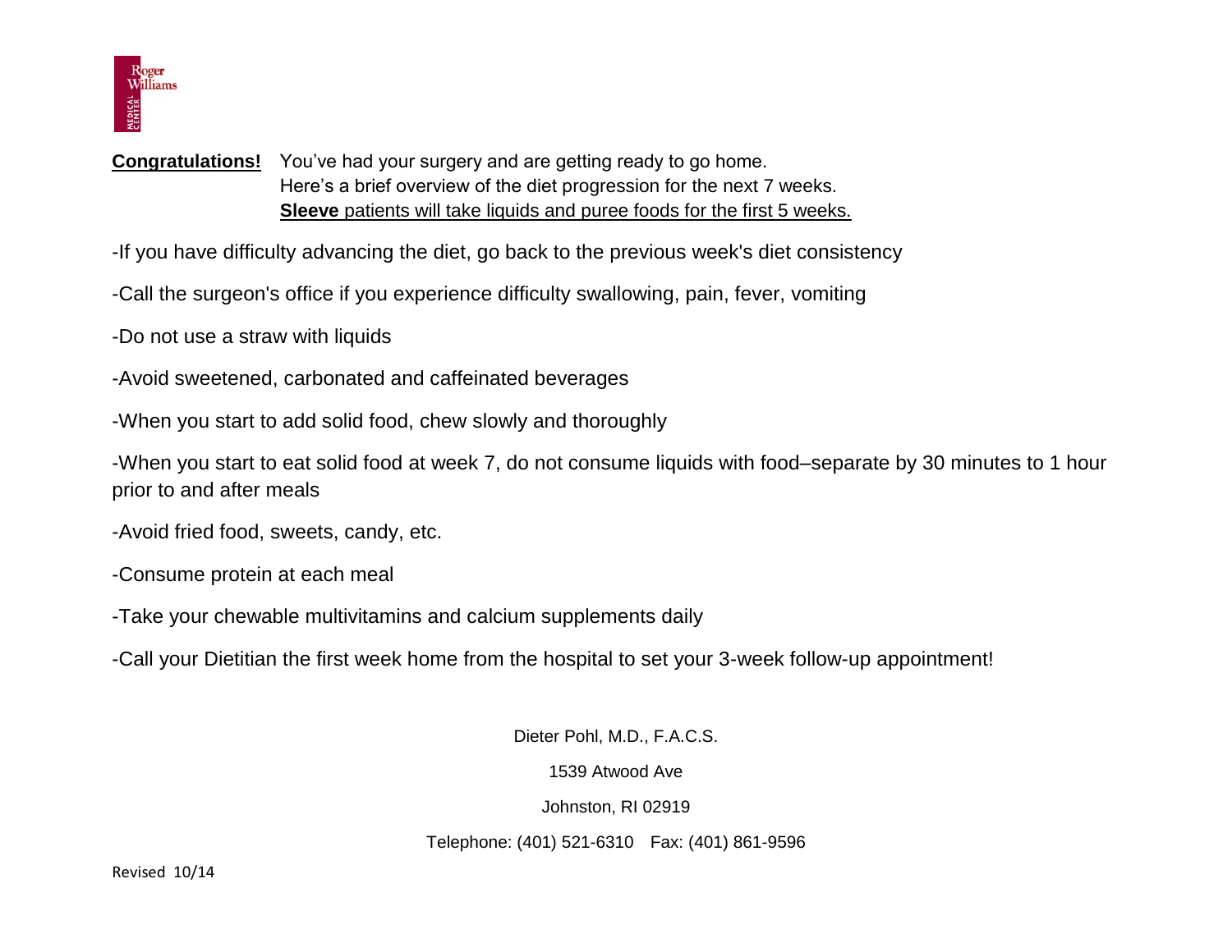Roger Williams Medical Center

**Congratulations!** You've had your surgery and are getting ready to go home. Here's a brief overview of the diet progression for the next 7 weeks. **Sleeve** patients will take liquids and puree foods for the first 5 weeks.

-If you have difficulty advancing the diet, go back to the previous week's diet consistency

-Call the surgeon's office if you experience difficulty swallowing, pain, fever, vomiting

-Do not use a straw with liquids

-Avoid sweetened, carbonated and caffeinated beverages

-When you start to add solid food, chew slowly and thoroughly

-When you start to eat solid food at week 7, do not consume liquids with food–separate by 30 minutes to 1 hour prior to and after meals

-Avoid fried food, sweets, candy, etc.

-Consume protein at each meal

-Take your chewable multivitamins and calcium supplements daily

-Call your Dietitian the first week home from the hospital to set your 3-week follow-up appointment!

Dieter Pohl, M.D., F.A.C.S.

1539 Atwood Ave

Johnston, RI 02919

Telephone: (401) 521-6310 Fax: (401) 861-9596

Revised 10/14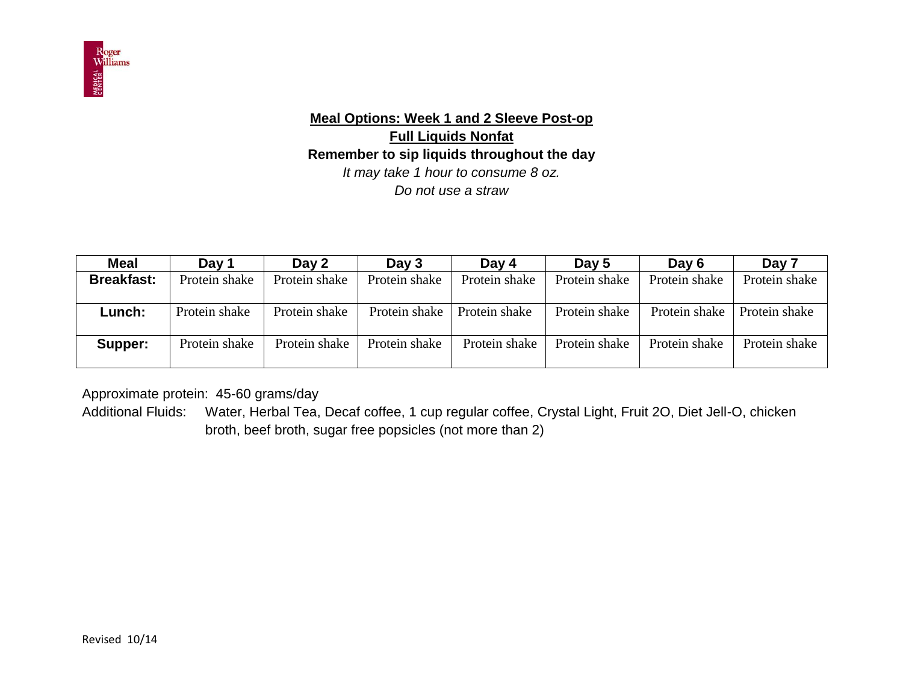**<u>Meal Options: Week 1 and 2 Sleeve Post-op</u>**

**<u>Full Liquids Nonfat</u>**

**Remember to sip liquids throughout the day**

*It may take 1 hour to consume 8 oz.*

*Do not use a straw*

| Meal | Day 1 | Day 2 | Day 3 | Day 4 | Day 5 | Day 6 | Day 7 |
|---|---|---|---|---|---|---|---|
| **Breakfast:** | Protein shake | Protein shake | Protein shake | Protein shake | Protein shake | Protein shake | Protein shake |
| **Lunch:** | Protein shake | Protein shake | Protein shake | Protein shake | Protein shake | Protein shake | Protein shake |
| **Supper:** | Protein shake | Protein shake | Protein shake | Protein shake | Protein shake | Protein shake | Protein shake |

Approximate protein: 45-60 grams/day

Additional Fluids: Water, Herbal Tea, Decaf coffee, 1 cup regular coffee, Crystal Light, Fruit 2O, Diet Jell-O, chicken broth, beef broth, sugar free popsicles (not more than 2)

Revised 10/14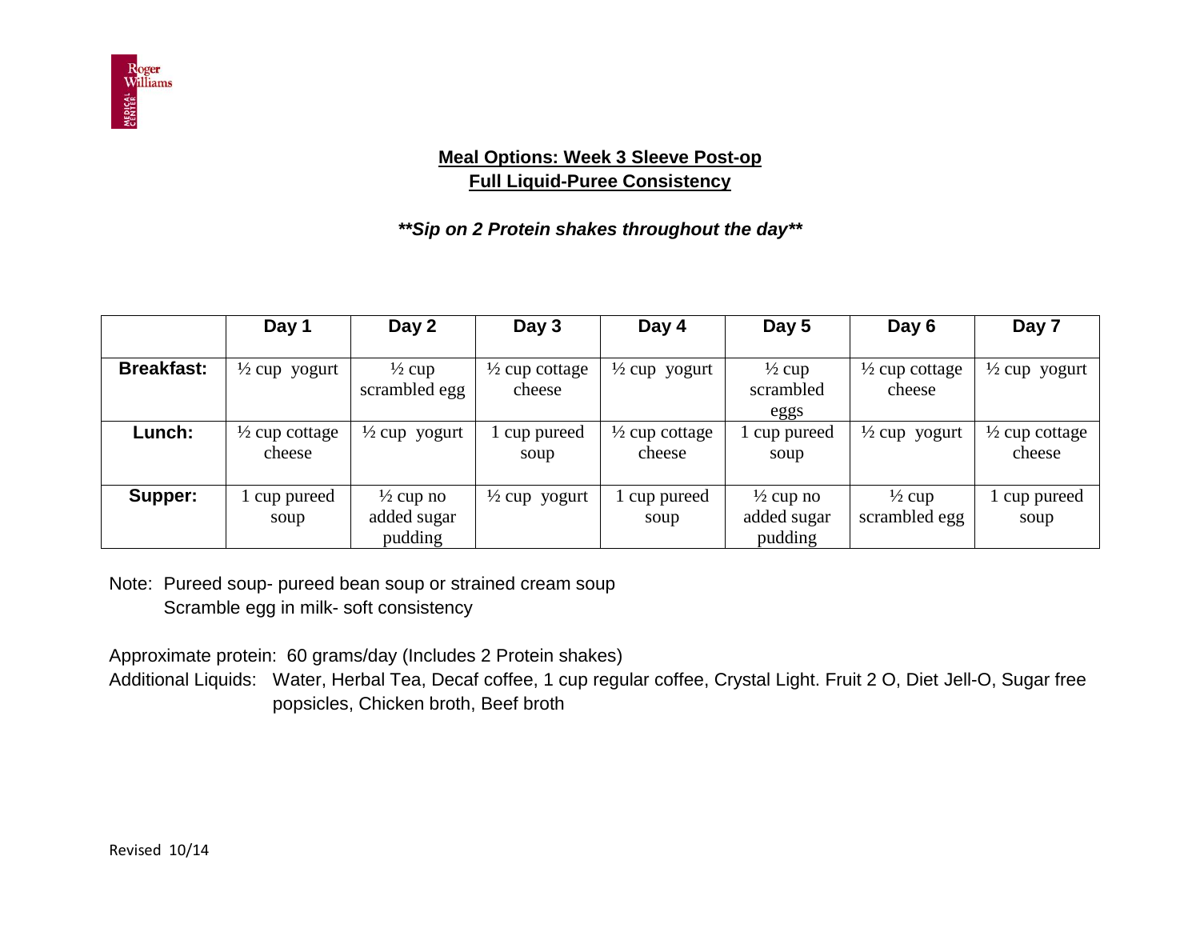## Meal Options: Week 3 Sleeve Post-op
## Full Liquid-Puree Consistency

***\*\*Sip on 2 Protein shakes throughout the day\*\****

| | Day 1 | Day 2 | Day 3 | Day 4 | Day 5 | Day 6 | Day 7 |
|---|---|---|---|---|---|---|---|
| **Breakfast:** | ½ cup yogurt | ½ cup scrambled egg | ½ cup cottage cheese | ½ cup yogurt | ½ cup scrambled eggs | ½ cup cottage cheese | ½ cup yogurt |
| **Lunch:** | ½ cup cottage cheese | ½ cup yogurt | 1 cup pureed soup | ½ cup cottage cheese | 1 cup pureed soup | ½ cup yogurt | ½ cup cottage cheese |
| **Supper:** | 1 cup pureed soup | ½ cup no added sugar pudding | ½ cup yogurt | 1 cup pureed soup | ½ cup no added sugar pudding | ½ cup scrambled egg | 1 cup pureed soup |

Note: Pureed soup- pureed bean soup or strained cream soup
Scramble egg in milk- soft consistency

Approximate protein: 60 grams/day (Includes 2 Protein shakes)

Additional Liquids: Water, Herbal Tea, Decaf coffee, 1 cup regular coffee, Crystal Light. Fruit 2 O, Diet Jell-O, Sugar free popsicles, Chicken broth, Beef broth

Revised 10/14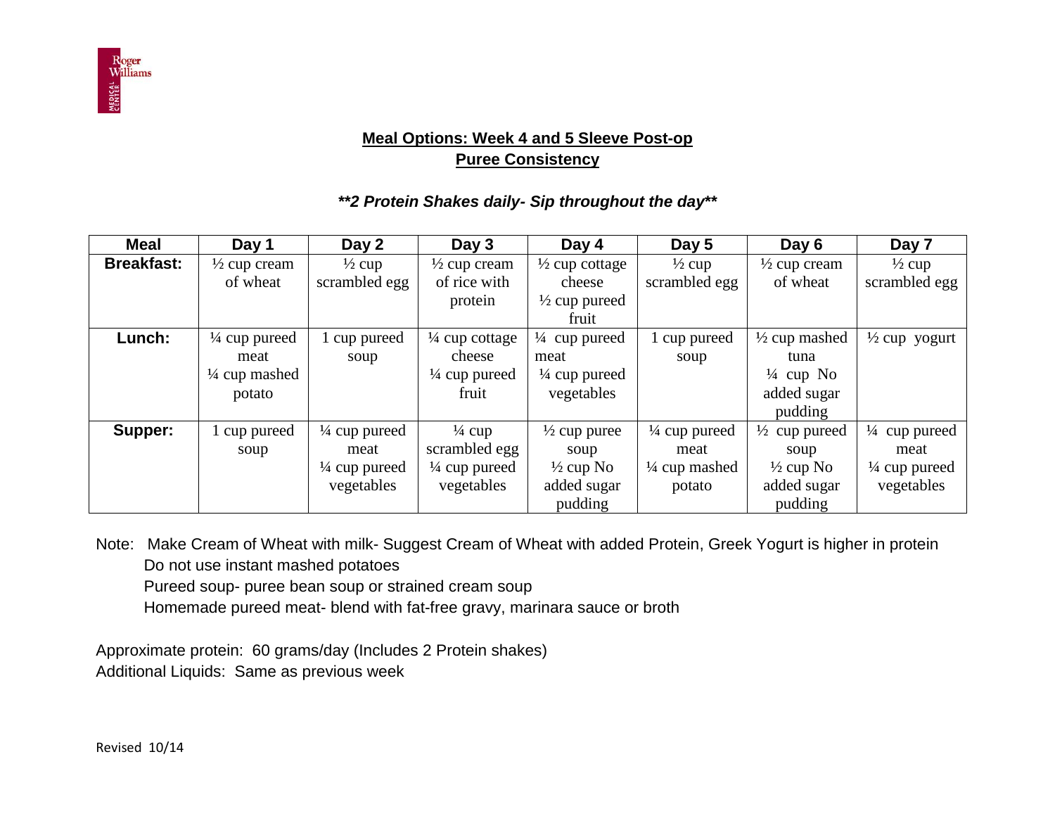## Meal Options: Week 4 and 5 Sleeve Post-op
## Puree Consistency

***2 Protein Shakes daily- Sip throughout the day***

| Meal | Day 1 | Day 2 | Day 3 | Day 4 | Day 5 | Day 6 | Day 7 |
|---|---|---|---|---|---|---|---|
| **Breakfast:** | ½ cup cream of wheat | ½ cup scrambled egg | ½ cup cream of rice with protein | ½ cup cottage cheese ½ cup pureed fruit | ½ cup scrambled egg | ½ cup cream of wheat | ½ cup scrambled egg |
| **Lunch:** | ¼ cup pureed meat ¼ cup mashed potato | 1 cup pureed soup | ¼ cup cottage cheese ¼ cup pureed fruit | ¼ cup pureed meat ¼ cup pureed vegetables | 1 cup pureed soup | ½ cup mashed tuna ¼ cup No added sugar pudding | ½ cup yogurt |
| **Supper:** | 1 cup pureed soup | ¼ cup pureed meat ¼ cup pureed vegetables | ¼ cup scrambled egg ¼ cup pureed vegetables | ½ cup puree soup ½ cup No added sugar pudding | ¼ cup pureed meat ¼ cup mashed potato | ½ cup pureed soup ½ cup No added sugar pudding | ¼ cup pureed meat ¼ cup pureed vegetables |

Note: Make Cream of Wheat with milk- Suggest Cream of Wheat with added Protein, Greek Yogurt is higher in protein
Do not use instant mashed potatoes
Pureed soup- puree bean soup or strained cream soup
Homemade pureed meat- blend with fat-free gravy, marinara sauce or broth

Approximate protein: 60 grams/day (Includes 2 Protein shakes)
Additional Liquids: Same as previous week

Revised 10/14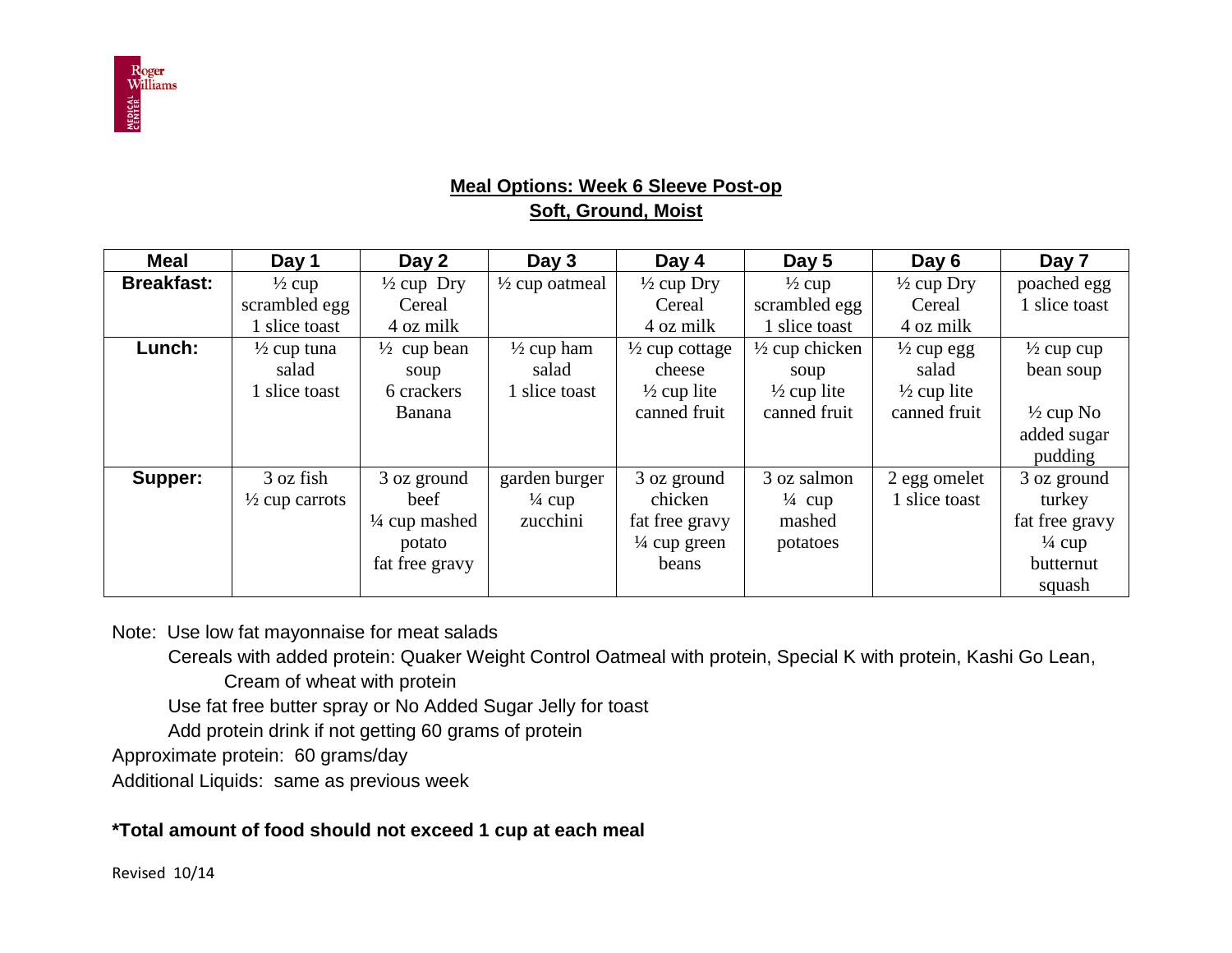## Meal Options: Week 6 Sleeve Post-op

## Soft, Ground, Moist

| Meal | Day 1 | Day 2 | Day 3 | Day 4 | Day 5 | Day 6 | Day 7 |
|---|---|---|---|---|---|---|---|
| **Breakfast:** | ½ cup scrambled egg<br>1 slice toast | ½ cup Dry Cereal<br>4 oz milk | ½ cup oatmeal | ½ cup Dry Cereal<br>4 oz milk | ½ cup scrambled egg<br>1 slice toast | ½ cup Dry Cereal<br>4 oz milk | poached egg<br>1 slice toast |
| **Lunch:** | ½ cup tuna salad<br>1 slice toast | ½ cup bean soup<br>6 crackers<br>Banana | ½ cup ham salad<br>1 slice toast | ½ cup cottage cheese<br>½ cup lite canned fruit | ½ cup chicken soup<br>½ cup lite canned fruit | ½ cup egg salad<br>½ cup lite canned fruit | ½ cup cup bean soup<br><br>½ cup No added sugar pudding |
| **Supper:** | 3 oz fish<br>½ cup carrots | 3 oz ground beef<br>¼ cup mashed potato<br>fat free gravy | garden burger<br>¼ cup zucchini | 3 oz ground chicken<br>fat free gravy<br>¼ cup green beans | 3 oz salmon<br>¼ cup mashed potatoes | 2 egg omelet<br>1 slice toast | 3 oz ground turkey<br>fat free gravy<br>¼ cup butternut squash |

Note: Use low fat mayonnaise for meat salads

Cereals with added protein: Quaker Weight Control Oatmeal with protein, Special K with protein, Kashi Go Lean, Cream of wheat with protein

Use fat free butter spray or No Added Sugar Jelly for toast

Add protein drink if not getting 60 grams of protein

Approximate protein: 60 grams/day

Additional Liquids: same as previous week

**\*Total amount of food should not exceed 1 cup at each meal**

Revised 10/14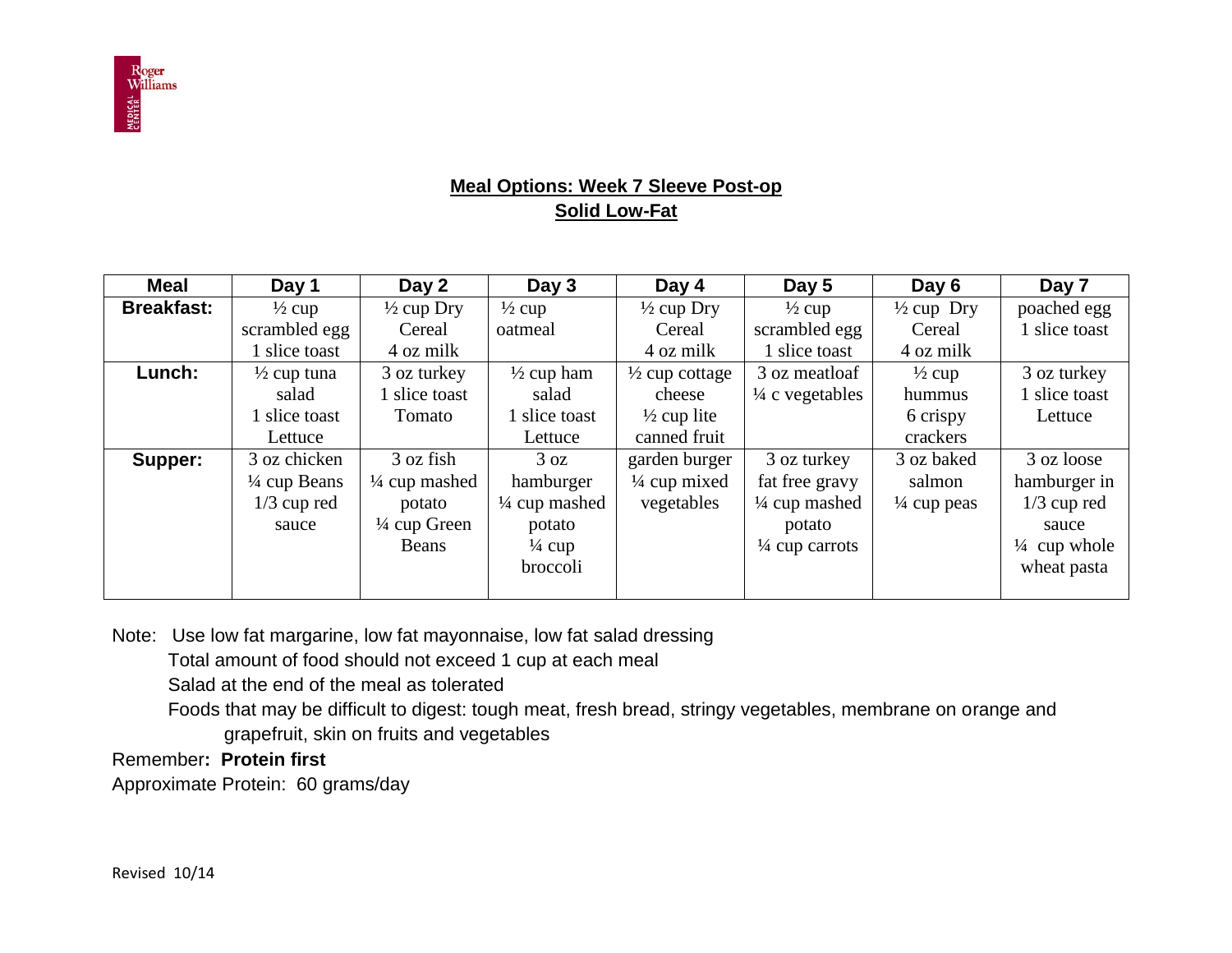**Meal Options: Week 7 Sleeve Post-op**

**Solid Low-Fat**

| Meal | Day 1 | Day 2 | Day 3 | Day 4 | Day 5 | Day 6 | Day 7 |
|---|---|---|---|---|---|---|---|
| **Breakfast:** | ½ cup scrambled egg 1 slice toast | ½ cup Dry Cereal 4 oz milk | ½ cup oatmeal | ½ cup Dry Cereal 4 oz milk | ½ cup scrambled egg 1 slice toast | ½ cup Dry Cereal 4 oz milk | poached egg 1 slice toast |
| **Lunch:** | ½ cup tuna salad 1 slice toast Lettuce | 3 oz turkey 1 slice toast Tomato | ½ cup ham salad 1 slice toast Lettuce | ½ cup cottage cheese ½ cup lite canned fruit | 3 oz meatloaf ¼ c vegetables | ½ cup hummus 6 crispy crackers | 3 oz turkey 1 slice toast Lettuce |
| **Supper:** | 3 oz chicken ¼ cup Beans 1/3 cup red sauce | 3 oz fish ¼ cup mashed potato ¼ cup Green Beans | 3 oz hamburger ¼ cup mashed potato ¼ cup broccoli | garden burger ¼ cup mixed vegetables | 3 oz turkey fat free gravy ¼ cup mashed potato ¼ cup carrots | 3 oz baked salmon ¼ cup peas | 3 oz loose hamburger in 1/3 cup red sauce ¼ cup whole wheat pasta |

Note: Use low fat margarine, low fat mayonnaise, low fat salad dressing

Total amount of food should not exceed 1 cup at each meal

Salad at the end of the meal as tolerated

Foods that may be difficult to digest: tough meat, fresh bread, stringy vegetables, membrane on orange and grapefruit, skin on fruits and vegetables

Remember**: Protein first**

Approximate Protein: 60 grams/day

Revised 10/14